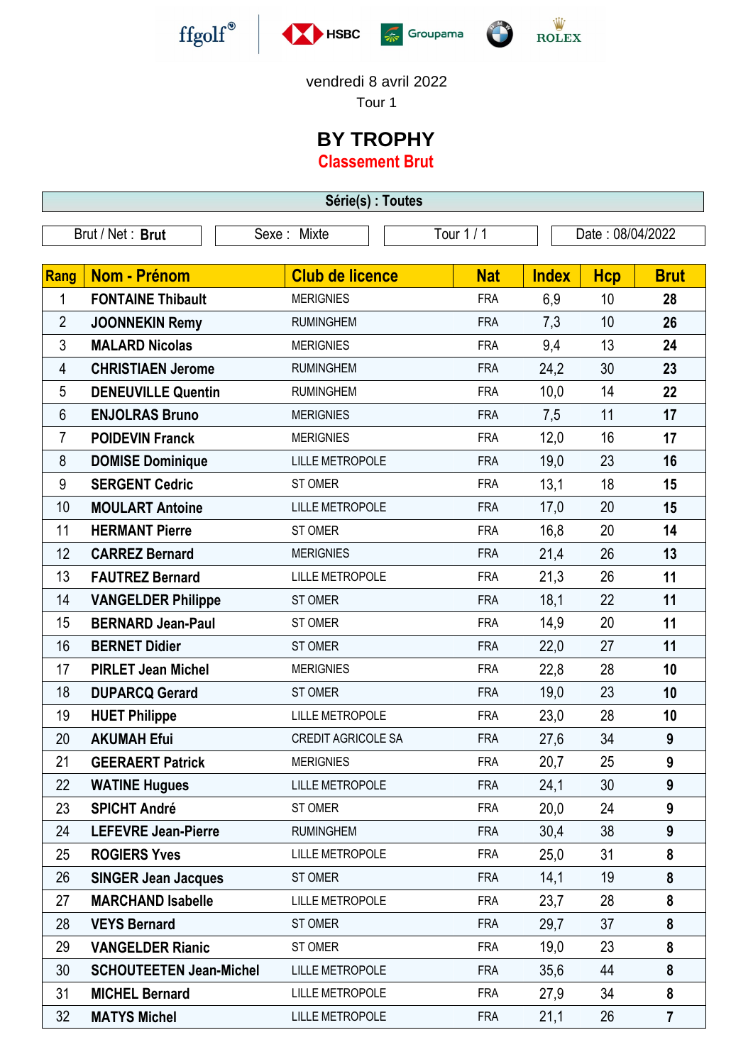vendredi 8 avril 2022

Tour 1

# BY TROPHY

## Classement Brut

| Série(s) : Toutes | | | |
|---|---|---|---|
| Brut / Net : **Brut** | Sexe : Mixte | Tour 1 / 1 | Date : 08/04/2022 |

| Rang | Nom - Prénom | Club de licence | Nat | Index | Hcp | Brut |
|---|---|---|---|---|---|---|
| 1 | **FONTAINE Thibault** | MERIGNIES | FRA | 6,9 | 10 | **28** |
| 2 | **JOONNEKIN Remy** | RUMINGHEM | FRA | 7,3 | 10 | **26** |
| 3 | **MALARD Nicolas** | MERIGNIES | FRA | 9,4 | 13 | **24** |
| 4 | **CHRISTIAEN Jerome** | RUMINGHEM | FRA | 24,2 | 30 | **23** |
| 5 | **DENEUVILLE Quentin** | RUMINGHEM | FRA | 10,0 | 14 | **22** |
| 6 | **ENJOLRAS Bruno** | MERIGNIES | FRA | 7,5 | 11 | **17** |
| 7 | **POIDEVIN Franck** | MERIGNIES | FRA | 12,0 | 16 | **17** |
| 8 | **DOMISE Dominique** | LILLE METROPOLE | FRA | 19,0 | 23 | **16** |
| 9 | **SERGENT Cedric** | ST OMER | FRA | 13,1 | 18 | **15** |
| 10 | **MOULART Antoine** | LILLE METROPOLE | FRA | 17,0 | 20 | **15** |
| 11 | **HERMANT Pierre** | ST OMER | FRA | 16,8 | 20 | **14** |
| 12 | **CARREZ Bernard** | MERIGNIES | FRA | 21,4 | 26 | **13** |
| 13 | **FAUTREZ Bernard** | LILLE METROPOLE | FRA | 21,3 | 26 | **11** |
| 14 | **VANGELDER Philippe** | ST OMER | FRA | 18,1 | 22 | **11** |
| 15 | **BERNARD Jean-Paul** | ST OMER | FRA | 14,9 | 20 | **11** |
| 16 | **BERNET Didier** | ST OMER | FRA | 22,0 | 27 | **11** |
| 17 | **PIRLET Jean Michel** | MERIGNIES | FRA | 22,8 | 28 | **10** |
| 18 | **DUPARCQ Gerard** | ST OMER | FRA | 19,0 | 23 | **10** |
| 19 | **HUET Philippe** | LILLE METROPOLE | FRA | 23,0 | 28 | **10** |
| 20 | **AKUMAH Efui** | CREDIT AGRICOLE SA | FRA | 27,6 | 34 | **9** |
| 21 | **GEERAERT Patrick** | MERIGNIES | FRA | 20,7 | 25 | **9** |
| 22 | **WATINE Hugues** | LILLE METROPOLE | FRA | 24,1 | 30 | **9** |
| 23 | **SPICHT André** | ST OMER | FRA | 20,0 | 24 | **9** |
| 24 | **LEFEVRE Jean-Pierre** | RUMINGHEM | FRA | 30,4 | 38 | **9** |
| 25 | **ROGIERS Yves** | LILLE METROPOLE | FRA | 25,0 | 31 | **8** |
| 26 | **SINGER Jean Jacques** | ST OMER | FRA | 14,1 | 19 | **8** |
| 27 | **MARCHAND Isabelle** | LILLE METROPOLE | FRA | 23,7 | 28 | **8** |
| 28 | **VEYS Bernard** | ST OMER | FRA | 29,7 | 37 | **8** |
| 29 | **VANGELDER Rianic** | ST OMER | FRA | 19,0 | 23 | **8** |
| 30 | **SCHOUTEETEN Jean-Michel** | LILLE METROPOLE | FRA | 35,6 | 44 | **8** |
| 31 | **MICHEL Bernard** | LILLE METROPOLE | FRA | 27,9 | 34 | **8** |
| 32 | **MATYS Michel** | LILLE METROPOLE | FRA | 21,1 | 26 | **7** |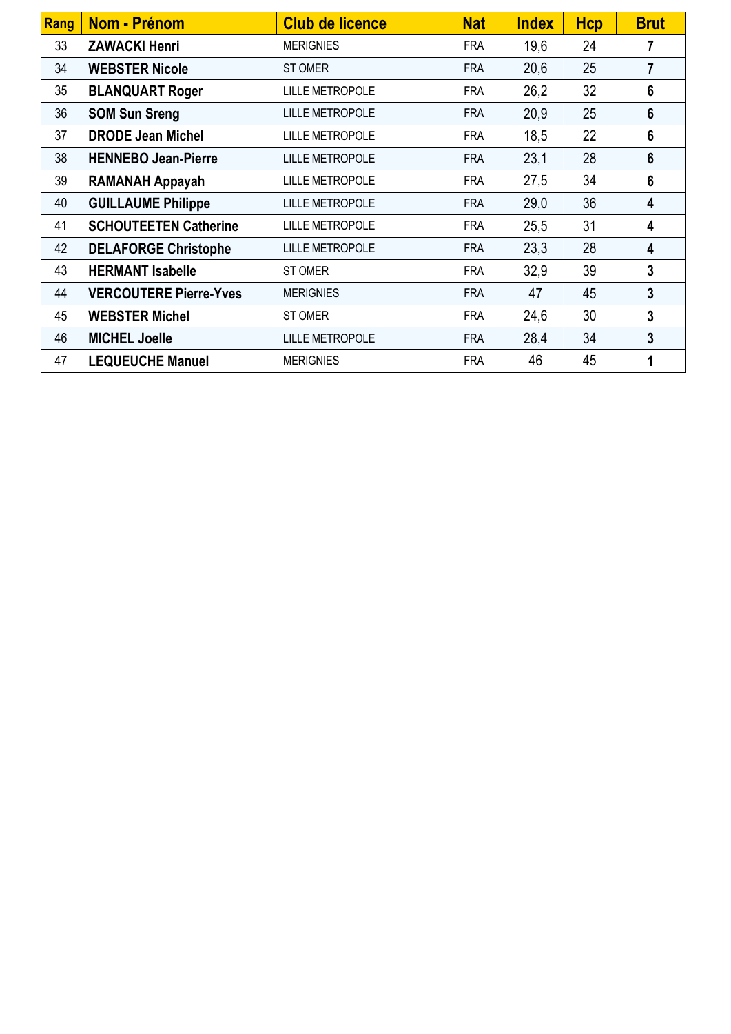| Rang | Nom - Prénom | Club de licence | Nat | Index | Hcp | Brut |
|---|---|---|---|---|---|---|
| 33 | **ZAWACKI Henri** | MERIGNIES | FRA | 19,6 | 24 | **7** |
| 34 | **WEBSTER Nicole** | ST OMER | FRA | 20,6 | 25 | **7** |
| 35 | **BLANQUART Roger** | LILLE METROPOLE | FRA | 26,2 | 32 | **6** |
| 36 | **SOM Sun Sreng** | LILLE METROPOLE | FRA | 20,9 | 25 | **6** |
| 37 | **DRODE Jean Michel** | LILLE METROPOLE | FRA | 18,5 | 22 | **6** |
| 38 | **HENNEBO Jean-Pierre** | LILLE METROPOLE | FRA | 23,1 | 28 | **6** |
| 39 | **RAMANAH Appayah** | LILLE METROPOLE | FRA | 27,5 | 34 | **6** |
| 40 | **GUILLAUME Philippe** | LILLE METROPOLE | FRA | 29,0 | 36 | **4** |
| 41 | **SCHOUTEETEN Catherine** | LILLE METROPOLE | FRA | 25,5 | 31 | **4** |
| 42 | **DELAFORGE Christophe** | LILLE METROPOLE | FRA | 23,3 | 28 | **4** |
| 43 | **HERMANT Isabelle** | ST OMER | FRA | 32,9 | 39 | **3** |
| 44 | **VERCOUTERE Pierre-Yves** | MERIGNIES | FRA | 47 | 45 | **3** |
| 45 | **WEBSTER Michel** | ST OMER | FRA | 24,6 | 30 | **3** |
| 46 | **MICHEL Joelle** | LILLE METROPOLE | FRA | 28,4 | 34 | **3** |
| 47 | **LEQUEUCHE Manuel** | MERIGNIES | FRA | 46 | 45 | **1** |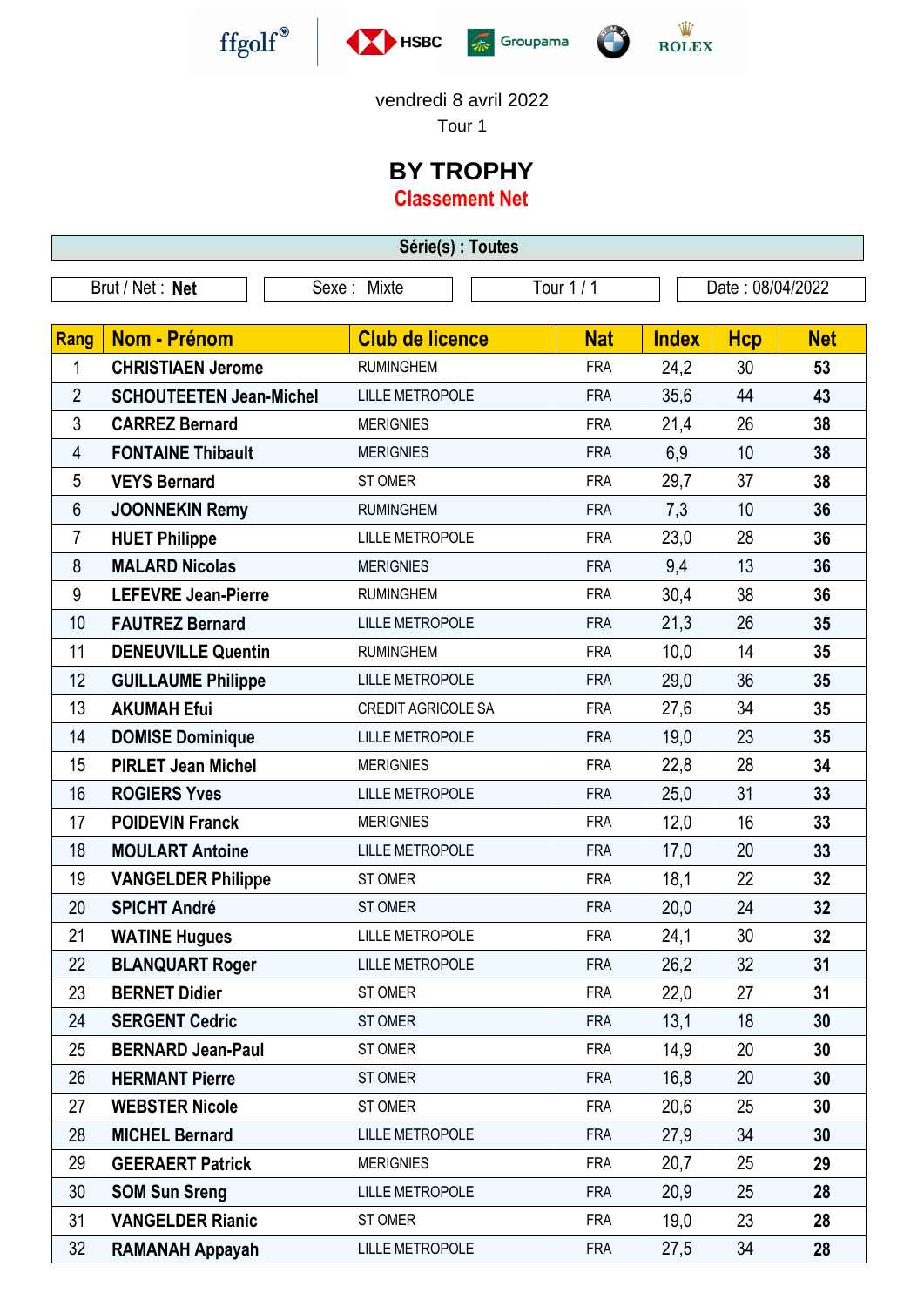vendredi 8 avril 2022

Tour 1

# BY TROPHY

## Classement Net

| Série(s) : Toutes |
|---|

| Brut / Net : **Net** | Sexe : Mixte | Tour 1 / 1 | Date : 08/04/2022 |
|---|---|---|---|

| Rang | Nom - Prénom | Club de licence | Nat | Index | Hcp | Net |
|---|---|---|---|---|---|---|
| 1 | **CHRISTIAEN Jerome** | RUMINGHEM | FRA | 24,2 | 30 | **53** |
| 2 | **SCHOUTEETEN Jean-Michel** | LILLE METROPOLE | FRA | 35,6 | 44 | **43** |
| 3 | **CARREZ Bernard** | MERIGNIES | FRA | 21,4 | 26 | **38** |
| 4 | **FONTAINE Thibault** | MERIGNIES | FRA | 6,9 | 10 | **38** |
| 5 | **VEYS Bernard** | ST OMER | FRA | 29,7 | 37 | **38** |
| 6 | **JOONNEKIN Remy** | RUMINGHEM | FRA | 7,3 | 10 | **36** |
| 7 | **HUET Philippe** | LILLE METROPOLE | FRA | 23,0 | 28 | **36** |
| 8 | **MALARD Nicolas** | MERIGNIES | FRA | 9,4 | 13 | **36** |
| 9 | **LEFEVRE Jean-Pierre** | RUMINGHEM | FRA | 30,4 | 38 | **36** |
| 10 | **FAUTREZ Bernard** | LILLE METROPOLE | FRA | 21,3 | 26 | **35** |
| 11 | **DENEUVILLE Quentin** | RUMINGHEM | FRA | 10,0 | 14 | **35** |
| 12 | **GUILLAUME Philippe** | LILLE METROPOLE | FRA | 29,0 | 36 | **35** |
| 13 | **AKUMAH Efui** | CREDIT AGRICOLE SA | FRA | 27,6 | 34 | **35** |
| 14 | **DOMISE Dominique** | LILLE METROPOLE | FRA | 19,0 | 23 | **35** |
| 15 | **PIRLET Jean Michel** | MERIGNIES | FRA | 22,8 | 28 | **34** |
| 16 | **ROGIERS Yves** | LILLE METROPOLE | FRA | 25,0 | 31 | **33** |
| 17 | **POIDEVIN Franck** | MERIGNIES | FRA | 12,0 | 16 | **33** |
| 18 | **MOULART Antoine** | LILLE METROPOLE | FRA | 17,0 | 20 | **33** |
| 19 | **VANGELDER Philippe** | ST OMER | FRA | 18,1 | 22 | **32** |
| 20 | **SPICHT André** | ST OMER | FRA | 20,0 | 24 | **32** |
| 21 | **WATINE Hugues** | LILLE METROPOLE | FRA | 24,1 | 30 | **32** |
| 22 | **BLANQUART Roger** | LILLE METROPOLE | FRA | 26,2 | 32 | **31** |
| 23 | **BERNET Didier** | ST OMER | FRA | 22,0 | 27 | **31** |
| 24 | **SERGENT Cedric** | ST OMER | FRA | 13,1 | 18 | **30** |
| 25 | **BERNARD Jean-Paul** | ST OMER | FRA | 14,9 | 20 | **30** |
| 26 | **HERMANT Pierre** | ST OMER | FRA | 16,8 | 20 | **30** |
| 27 | **WEBSTER Nicole** | ST OMER | FRA | 20,6 | 25 | **30** |
| 28 | **MICHEL Bernard** | LILLE METROPOLE | FRA | 27,9 | 34 | **30** |
| 29 | **GEERAERT Patrick** | MERIGNIES | FRA | 20,7 | 25 | **29** |
| 30 | **SOM Sun Sreng** | LILLE METROPOLE | FRA | 20,9 | 25 | **28** |
| 31 | **VANGELDER Rianic** | ST OMER | FRA | 19,0 | 23 | **28** |
| 32 | **RAMANAH Appayah** | LILLE METROPOLE | FRA | 27,5 | 34 | **28** |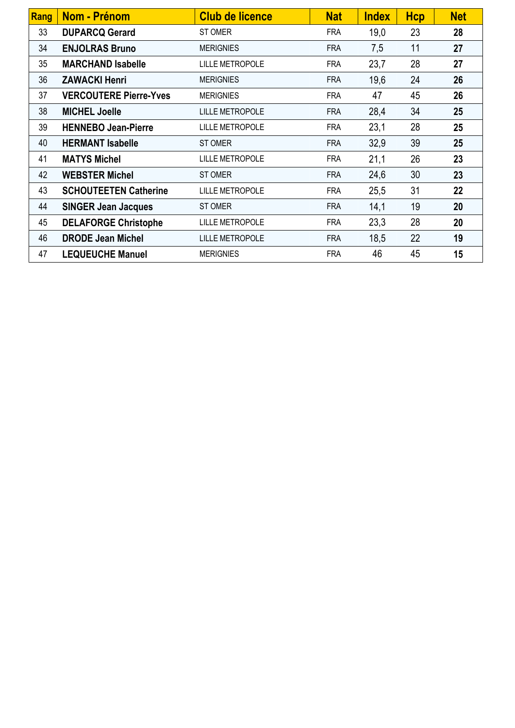| Rang | Nom - Prénom | Club de licence | Nat | Index | Hcp | Net |
|---|---|---|---|---|---|---|
| 33 | **DUPARCQ Gerard** | ST OMER | FRA | 19,0 | 23 | **28** |
| 34 | **ENJOLRAS Bruno** | MERIGNIES | FRA | 7,5 | 11 | **27** |
| 35 | **MARCHAND Isabelle** | LILLE METROPOLE | FRA | 23,7 | 28 | **27** |
| 36 | **ZAWACKI Henri** | MERIGNIES | FRA | 19,6 | 24 | **26** |
| 37 | **VERCOUTERE Pierre-Yves** | MERIGNIES | FRA | 47 | 45 | **26** |
| 38 | **MICHEL Joelle** | LILLE METROPOLE | FRA | 28,4 | 34 | **25** |
| 39 | **HENNEBO Jean-Pierre** | LILLE METROPOLE | FRA | 23,1 | 28 | **25** |
| 40 | **HERMANT Isabelle** | ST OMER | FRA | 32,9 | 39 | **25** |
| 41 | **MATYS Michel** | LILLE METROPOLE | FRA | 21,1 | 26 | **23** |
| 42 | **WEBSTER Michel** | ST OMER | FRA | 24,6 | 30 | **23** |
| 43 | **SCHOUTEETEN Catherine** | LILLE METROPOLE | FRA | 25,5 | 31 | **22** |
| 44 | **SINGER Jean Jacques** | ST OMER | FRA | 14,1 | 19 | **20** |
| 45 | **DELAFORGE Christophe** | LILLE METROPOLE | FRA | 23,3 | 28 | **20** |
| 46 | **DRODE Jean Michel** | LILLE METROPOLE | FRA | 18,5 | 22 | **19** |
| 47 | **LEQUEUCHE Manuel** | MERIGNIES | FRA | 46 | 45 | **15** |